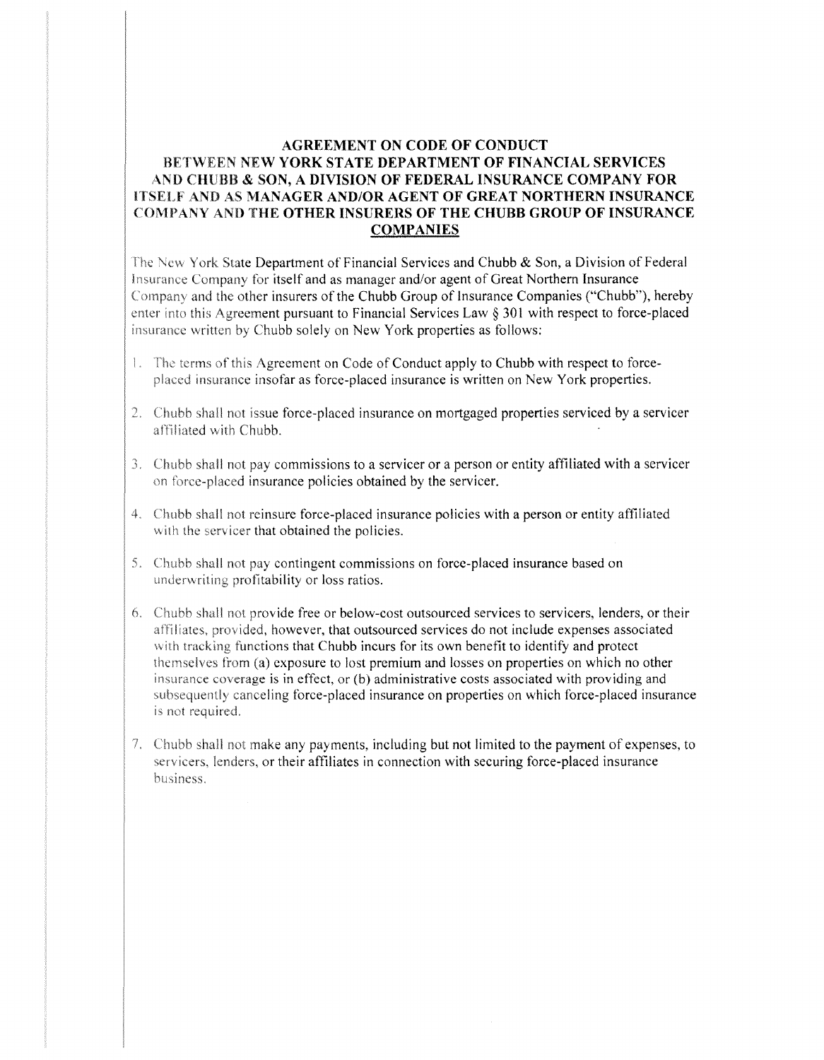# AGREEMENT ON CODE OF CONDUCT BETWEEN NEW YORK STATE DEPARTMENT OF FINANCIAL SERVICES AND CHUBB & SON, A DIVISION OF FEDERAL INSURANCE COMPANY FOR ITSELF AND AS MANAGER AND/OR AGENT OF GREAT NORTHERN INSURANCE COMPANY AND THE OTHER INSURERS OF THE CHUBB GROUP OF INSURANCE COMPANIES

The New York State Department of Financial Services and Chubb & Son, a Division of Federal Insurance Company for itself and as manager and/or agent of Great Northern Insurance Company and the other insurers of the Chubb Group of Insurance Companies ("Chubb"), hereby enter into this Agreement pursuant to Financial Services Law § 301 with respect to force-placed insurance written by Chubb solely on New York properties as follows:

1. The terms of this Agreement on Code of Conduct apply to Chubb with respect to force-placed insurance insofar as force-placed insurance is written on New York properties.

2. Chubb shall not issue force-placed insurance on mortgaged properties serviced by a servicer affiliated with Chubb.

3. Chubb shall not pay commissions to a servicer or a person or entity affiliated with a servicer on force-placed insurance policies obtained by the servicer.

4. Chubb shall not reinsure force-placed insurance policies with a person or entity affiliated with the servicer that obtained the policies.

5. Chubb shall not pay contingent commissions on force-placed insurance based on underwriting profitability or loss ratios.

6. Chubb shall not provide free or below-cost outsourced services to servicers, lenders, or their affiliates, provided, however, that outsourced services do not include expenses associated with tracking functions that Chubb incurs for its own benefit to identify and protect themselves from (a) exposure to lost premium and losses on properties on which no other insurance coverage is in effect, or (b) administrative costs associated with providing and subsequently canceling force-placed insurance on properties on which force-placed insurance is not required.

7. Chubb shall not make any payments, including but not limited to the payment of expenses, to servicers, lenders, or their affiliates in connection with securing force-placed insurance business.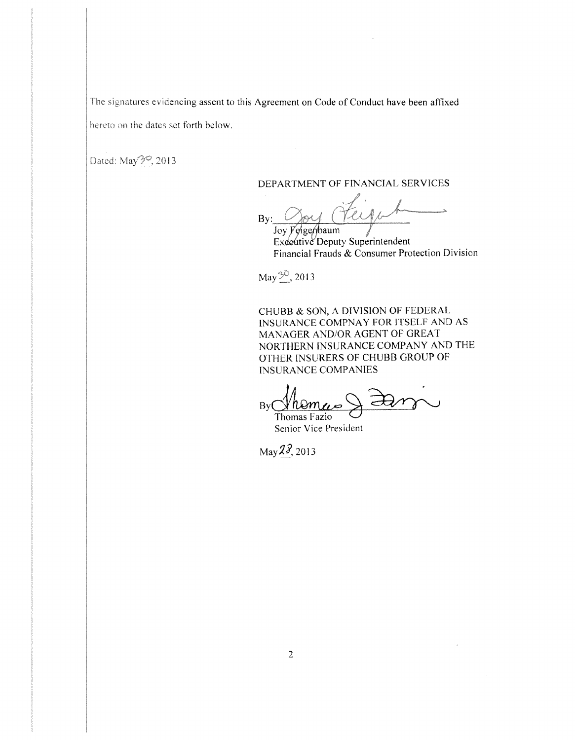The signatures evidencing assent to this Agreement on Code of Conduct have been affixed hereto on the dates set forth below.

Dated: May 30, 2013

DEPARTMENT OF FINANCIAL SERVICES

By: ______________________________
Joy Feigenbaum
Executive Deputy Superintendent
Financial Frauds & Consumer Protection Division

May 30, 2013

CHUBB & SON, A DIVISION OF FEDERAL INSURANCE COMPNAY FOR ITSELF AND AS MANAGER AND/OR AGENT OF GREAT NORTHERN INSURANCE COMPANY AND THE OTHER INSURERS OF CHUBB GROUP OF INSURANCE COMPANIES

By ______________________________
Thomas Fazio
Senior Vice President

May 28, 2013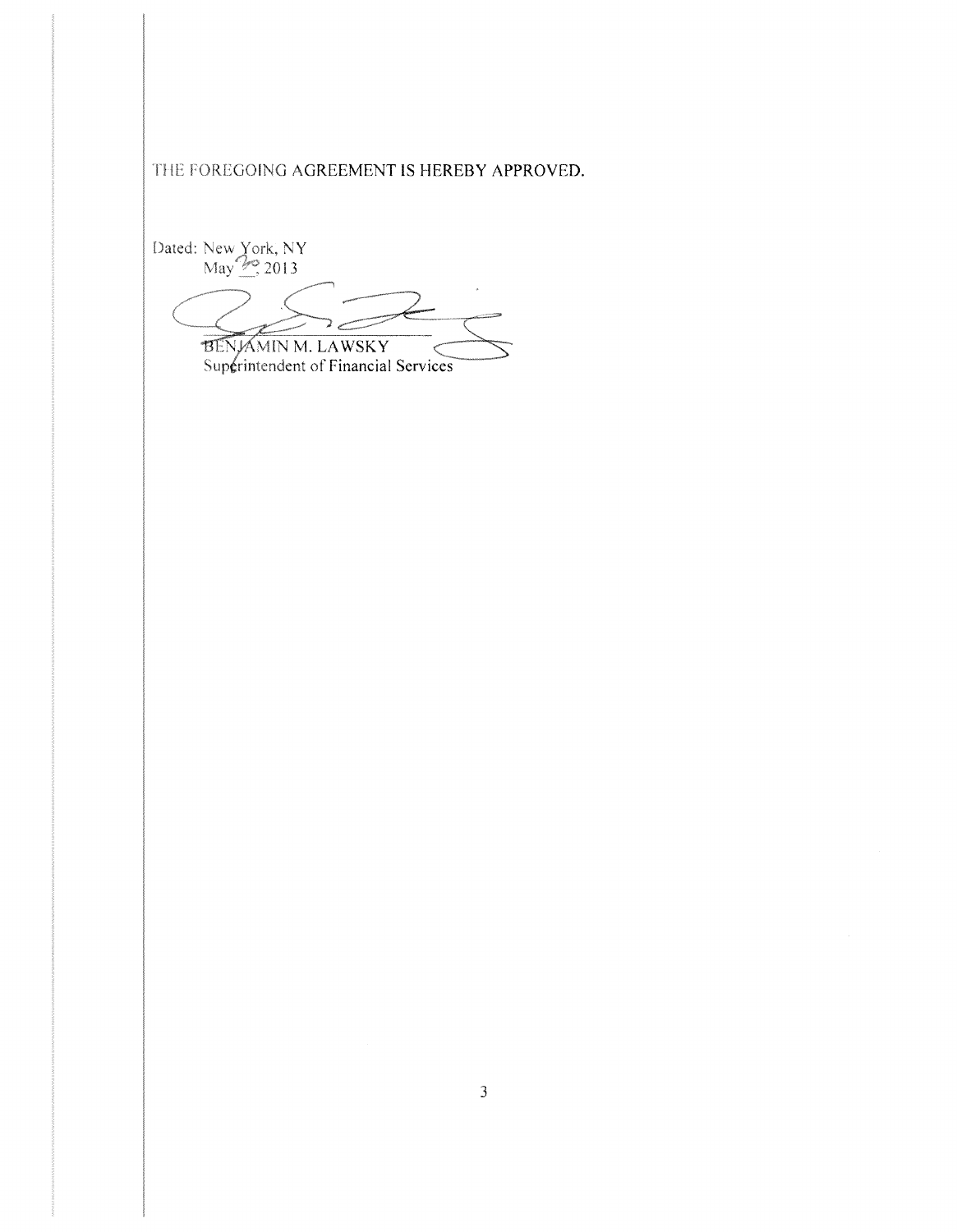THE FOREGOING AGREEMENT IS HEREBY APPROVED.

Dated: New York, NY
May 20, 2013

BENJAMIN M. LAWSKY
Superintendent of Financial Services